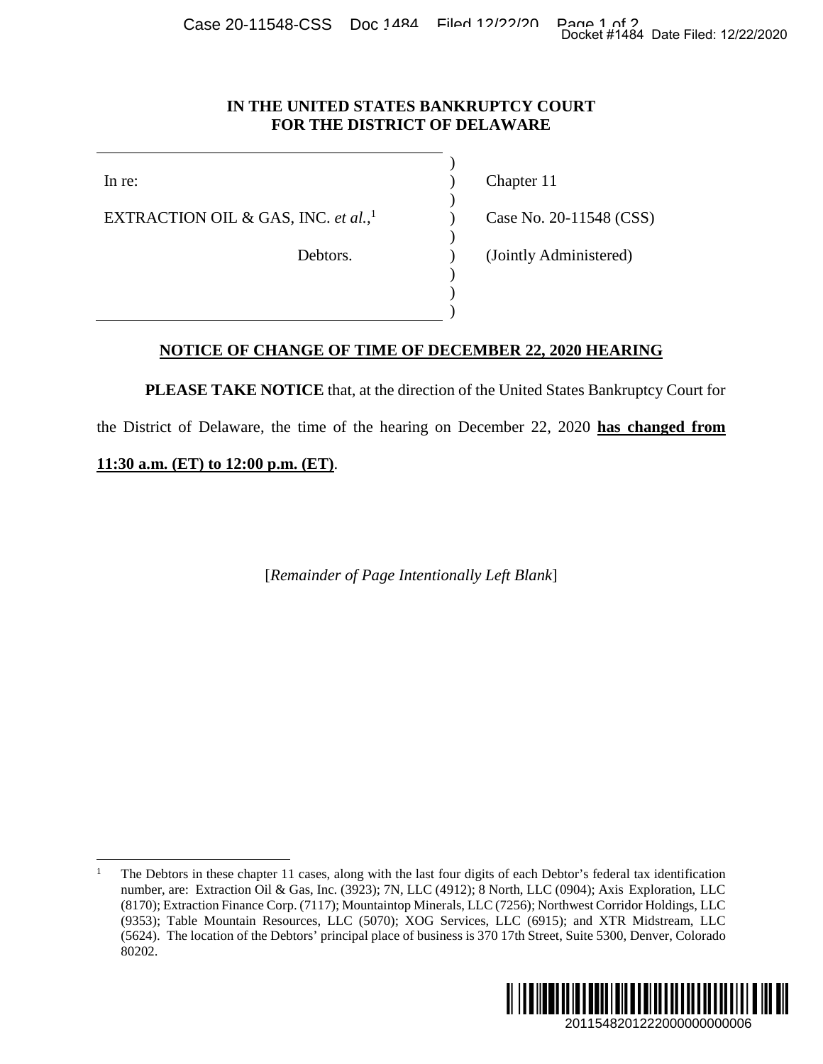**IN THE UNITED STATES BANKRUPTCY COURT FOR THE DISTRICT OF DELAWARE**

| | |
|---|---|
| In re: | Chapter 11 |
| EXTRACTION OIL & GAS, INC. *et al.*,[1] | Case No. 20-11548 (CSS) |
| Debtors. | (Jointly Administered) |

**NOTICE OF CHANGE OF TIME OF DECEMBER 22, 2020 HEARING**

**PLEASE TAKE NOTICE** that, at the direction of the United States Bankruptcy Court for the District of Delaware, the time of the hearing on December 22, 2020 **has changed from 11:30 a.m. (ET) to 12:00 p.m. (ET)**.

[*Remainder of Page Intentionally Left Blank*]

---

[1] The Debtors in these chapter 11 cases, along with the last four digits of each Debtor's federal tax identification number, are: Extraction Oil & Gas, Inc. (3923); 7N, LLC (4912); 8 North, LLC (0904); Axis Exploration, LLC (8170); Extraction Finance Corp. (7117); Mountaintop Minerals, LLC (7256); Northwest Corridor Holdings, LLC (9353); Table Mountain Resources, LLC (5070); XOG Services, LLC (6915); and XTR Midstream, LLC (5624). The location of the Debtors' principal place of business is 370 17th Street, Suite 5300, Denver, Colorado 80202.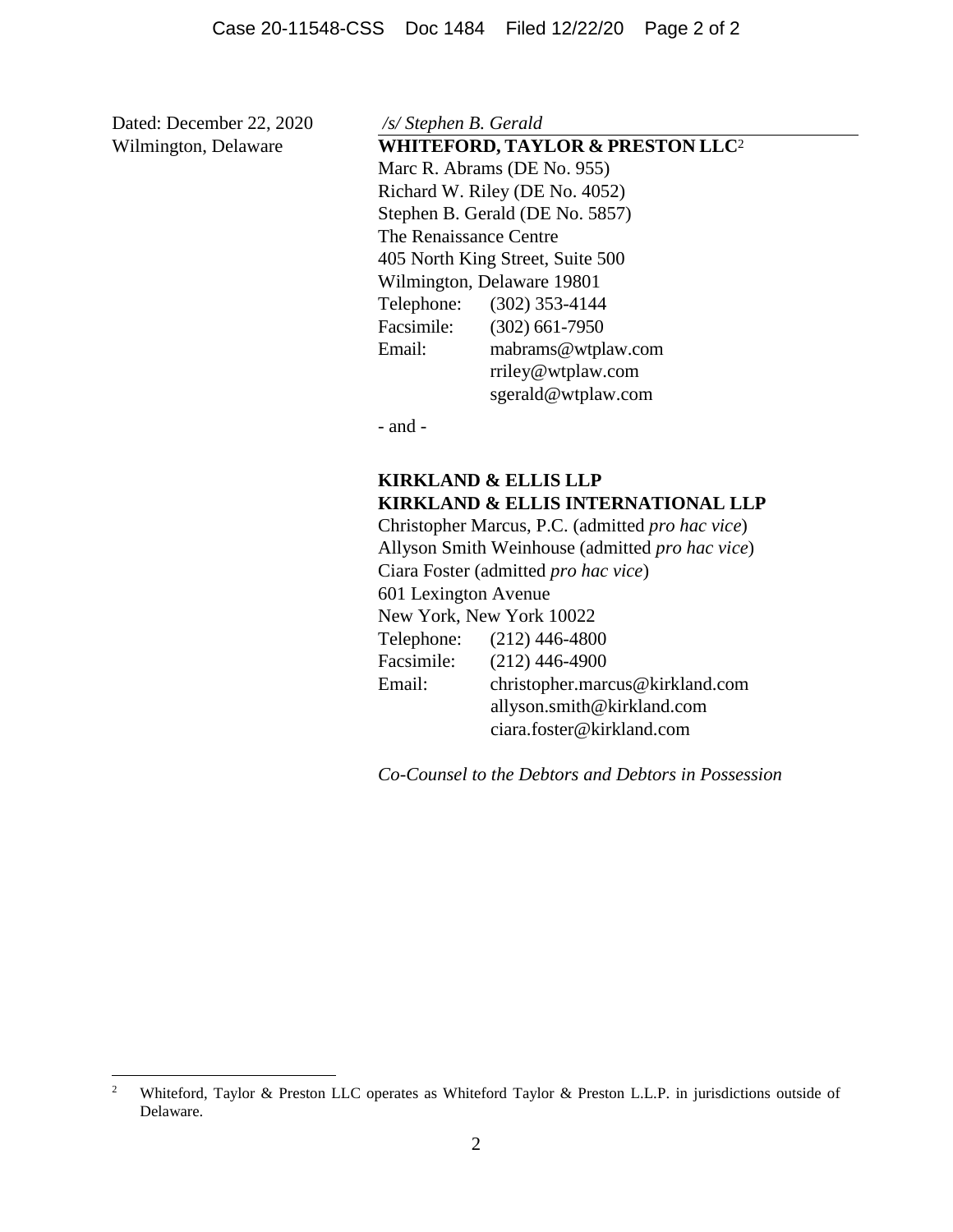Dated: December 22, 2020
Wilmington, Delaware

*/s/ Stephen B. Gerald*

**WHITEFORD, TAYLOR & PRESTON LLC**[2]
Marc R. Abrams (DE No. 955)
Richard W. Riley (DE No. 4052)
Stephen B. Gerald (DE No. 5857)
The Renaissance Centre
405 North King Street, Suite 500
Wilmington, Delaware 19801
Telephone: (302) 353-4144
Facsimile: (302) 661-7950
Email: mabrams@wtplaw.com
rriley@wtplaw.com
sgerald@wtplaw.com

- and -

**KIRKLAND & ELLIS LLP**
**KIRKLAND & ELLIS INTERNATIONAL LLP**
Christopher Marcus, P.C. (admitted *pro hac vice*)
Allyson Smith Weinhouse (admitted *pro hac vice*)
Ciara Foster (admitted *pro hac vice*)
601 Lexington Avenue
New York, New York 10022
Telephone: (212) 446-4800
Facsimile: (212) 446-4900
Email: christopher.marcus@kirkland.com
allyson.smith@kirkland.com
ciara.foster@kirkland.com

*Co-Counsel to the Debtors and Debtors in Possession*

[2] Whiteford, Taylor & Preston LLC operates as Whiteford Taylor & Preston L.L.P. in jurisdictions outside of Delaware.